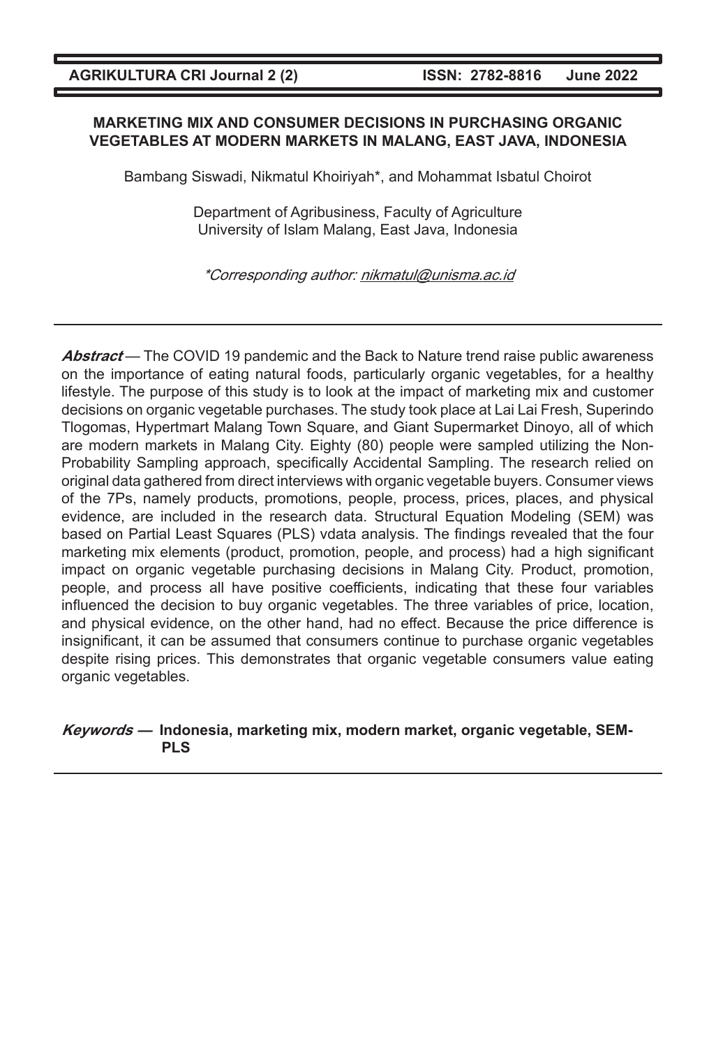# MARKETING MIX AND CONSUMER DECISIONS IN PURCHASING ORGANIC VEGETABLES AT MODERN MARKETS IN MALANG, EAST JAVA, INDONESIA

Bambang Siswadi, Nikmatul Khoiriyah*, and Mohammat Isbatul Choirot

Department of Agribusiness, Faculty of Agriculture
University of Islam Malang, East Java, Indonesia

*\*Corresponding author: nikmatul@unisma.ac.id*

---

***Abstract*** — The COVID 19 pandemic and the Back to Nature trend raise public awareness on the importance of eating natural foods, particularly organic vegetables, for a healthy lifestyle. The purpose of this study is to look at the impact of marketing mix and customer decisions on organic vegetable purchases. The study took place at Lai Lai Fresh, Superindo Tlogomas, Hypertmart Malang Town Square, and Giant Supermarket Dinoyo, all of which are modern markets in Malang City. Eighty (80) people were sampled utilizing the Non-Probability Sampling approach, specifically Accidental Sampling. The research relied on original data gathered from direct interviews with organic vegetable buyers. Consumer views of the 7Ps, namely products, promotions, people, process, prices, places, and physical evidence, are included in the research data. Structural Equation Modeling (SEM) was based on Partial Least Squares (PLS) vdata analysis. The findings revealed that the four marketing mix elements (product, promotion, people, and process) had a high significant impact on organic vegetable purchasing decisions in Malang City. Product, promotion, people, and process all have positive coefficients, indicating that these four variables influenced the decision to buy organic vegetables. The three variables of price, location, and physical evidence, on the other hand, had no effect. Because the price difference is insignificant, it can be assumed that consumers continue to purchase organic vegetables despite rising prices. This demonstrates that organic vegetable consumers value eating organic vegetables.

***Keywords* — Indonesia, marketing mix, modern market, organic vegetable, SEM-PLS**

---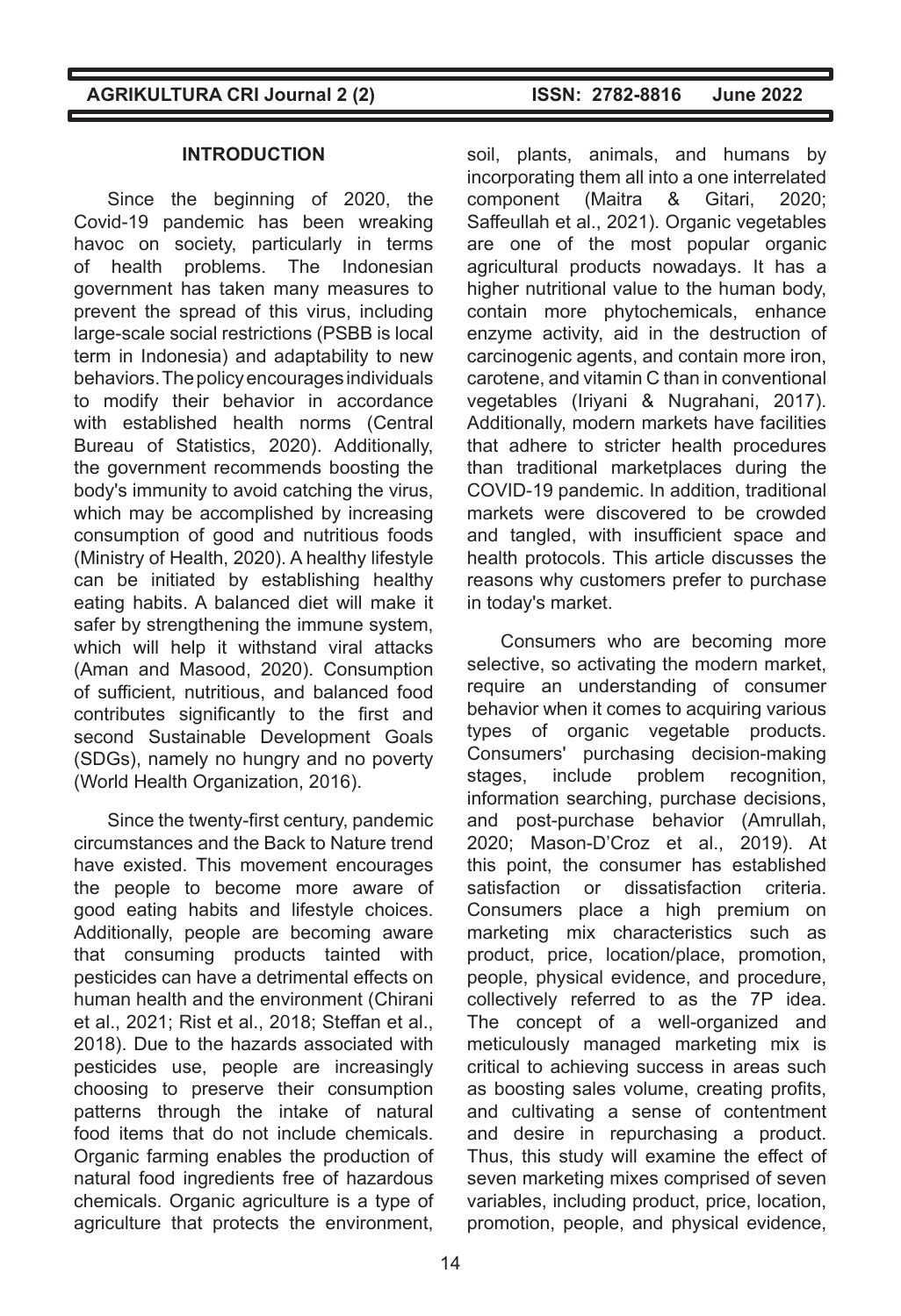## INTRODUCTION

Since the beginning of 2020, the Covid-19 pandemic has been wreaking havoc on society, particularly in terms of health problems. The Indonesian government has taken many measures to prevent the spread of this virus, including large-scale social restrictions (PSBB is local term in Indonesia) and adaptability to new behaviors. The policy encourages individuals to modify their behavior in accordance with established health norms (Central Bureau of Statistics, 2020). Additionally, the government recommends boosting the body's immunity to avoid catching the virus, which may be accomplished by increasing consumption of good and nutritious foods (Ministry of Health, 2020). A healthy lifestyle can be initiated by establishing healthy eating habits. A balanced diet will make it safer by strengthening the immune system, which will help it withstand viral attacks (Aman and Masood, 2020). Consumption of sufficient, nutritious, and balanced food contributes significantly to the first and second Sustainable Development Goals (SDGs), namely no hungry and no poverty (World Health Organization, 2016).

Since the twenty-first century, pandemic circumstances and the Back to Nature trend have existed. This movement encourages the people to become more aware of good eating habits and lifestyle choices. Additionally, people are becoming aware that consuming products tainted with pesticides can have a detrimental effects on human health and the environment (Chirani et al., 2021; Rist et al., 2018; Steffan et al., 2018). Due to the hazards associated with pesticides use, people are increasingly choosing to preserve their consumption patterns through the intake of natural food items that do not include chemicals. Organic farming enables the production of natural food ingredients free of hazardous chemicals. Organic agriculture is a type of agriculture that protects the environment, soil, plants, animals, and humans by incorporating them all into a one interrelated component (Maitra & Gitari, 2020; Saffeullah et al., 2021). Organic vegetables are one of the most popular organic agricultural products nowadays. It has a higher nutritional value to the human body, contain more phytochemicals, enhance enzyme activity, aid in the destruction of carcinogenic agents, and contain more iron, carotene, and vitamin C than in conventional vegetables (Iriyani & Nugrahani, 2017). Additionally, modern markets have facilities that adhere to stricter health procedures than traditional marketplaces during the COVID-19 pandemic. In addition, traditional markets were discovered to be crowded and tangled, with insufficient space and health protocols. This article discusses the reasons why customers prefer to purchase in today's market.

Consumers who are becoming more selective, so activating the modern market, require an understanding of consumer behavior when it comes to acquiring various types of organic vegetable products. Consumers' purchasing decision-making stages, include problem recognition, information searching, purchase decisions, and post-purchase behavior (Amrullah, 2020; Mason-D'Croz et al., 2019). At this point, the consumer has established satisfaction or dissatisfaction criteria. Consumers place a high premium on marketing mix characteristics such as product, price, location/place, promotion, people, physical evidence, and procedure, collectively referred to as the 7P idea. The concept of a well-organized and meticulously managed marketing mix is critical to achieving success in areas such as boosting sales volume, creating profits, and cultivating a sense of contentment and desire in repurchasing a product. Thus, this study will examine the effect of seven marketing mixes comprised of seven variables, including product, price, location, promotion, people, and physical evidence,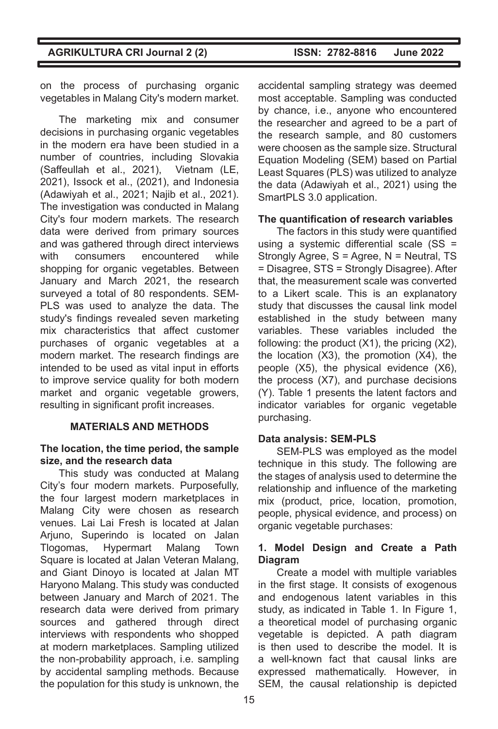on the process of purchasing organic vegetables in Malang City's modern market.

The marketing mix and consumer decisions in purchasing organic vegetables in the modern era have been studied in a number of countries, including Slovakia (Saffeullah et al., 2021), Vietnam (LE, 2021), Issock et al., (2021), and Indonesia (Adawiyah et al., 2021; Najib et al., 2021). The investigation was conducted in Malang City's four modern markets. The research data were derived from primary sources and was gathered through direct interviews with consumers encountered while shopping for organic vegetables. Between January and March 2021, the research surveyed a total of 80 respondents. SEM-PLS was used to analyze the data. The study's findings revealed seven marketing mix characteristics that affect customer purchases of organic vegetables at a modern market. The research findings are intended to be used as vital input in efforts to improve service quality for both modern market and organic vegetable growers, resulting in significant profit increases.

## MATERIALS AND METHODS

### The location, the time period, the sample size, and the research data

This study was conducted at Malang City's four modern markets. Purposefully, the four largest modern marketplaces in Malang City were chosen as research venues. Lai Lai Fresh is located at Jalan Arjuno, Superindo is located on Jalan Tlogomas, Hypermart Malang Town Square is located at Jalan Veteran Malang, and Giant Dinoyo is located at Jalan MT Haryono Malang. This study was conducted between January and March of 2021. The research data were derived from primary sources and gathered through direct interviews with respondents who shopped at modern marketplaces. Sampling utilized the non-probability approach, i.e. sampling by accidental sampling methods. Because the population for this study is unknown, the accidental sampling strategy was deemed most acceptable. Sampling was conducted by chance, i.e., anyone who encountered the researcher and agreed to be a part of the research sample, and 80 customers were choosen as the sample size. Structural Equation Modeling (SEM) based on Partial Least Squares (PLS) was utilized to analyze the data (Adawiyah et al., 2021) using the SmartPLS 3.0 application.

### The quantification of research variables

The factors in this study were quantified using a systemic differential scale (SS = Strongly Agree, S = Agree, N = Neutral, TS = Disagree, STS = Strongly Disagree). After that, the measurement scale was converted to a Likert scale. This is an explanatory study that discusses the causal link model established in the study between many variables. These variables included the following: the product (X1), the pricing (X2), the location (X3), the promotion (X4), the people (X5), the physical evidence (X6), the process (X7), and purchase decisions (Y). Table 1 presents the latent factors and indicator variables for organic vegetable purchasing.

### Data analysis: SEM-PLS

SEM-PLS was employed as the model technique in this study. The following are the stages of analysis used to determine the relationship and influence of the marketing mix (product, price, location, promotion, people, physical evidence, and process) on organic vegetable purchases:

#### 1. Model Design and Create a Path Diagram

Create a model with multiple variables in the first stage. It consists of exogenous and endogenous latent variables in this study, as indicated in Table 1. In Figure 1, a theoretical model of purchasing organic vegetable is depicted. A path diagram is then used to describe the model. It is a well-known fact that causal links are expressed mathematically. However, in SEM, the causal relationship is depicted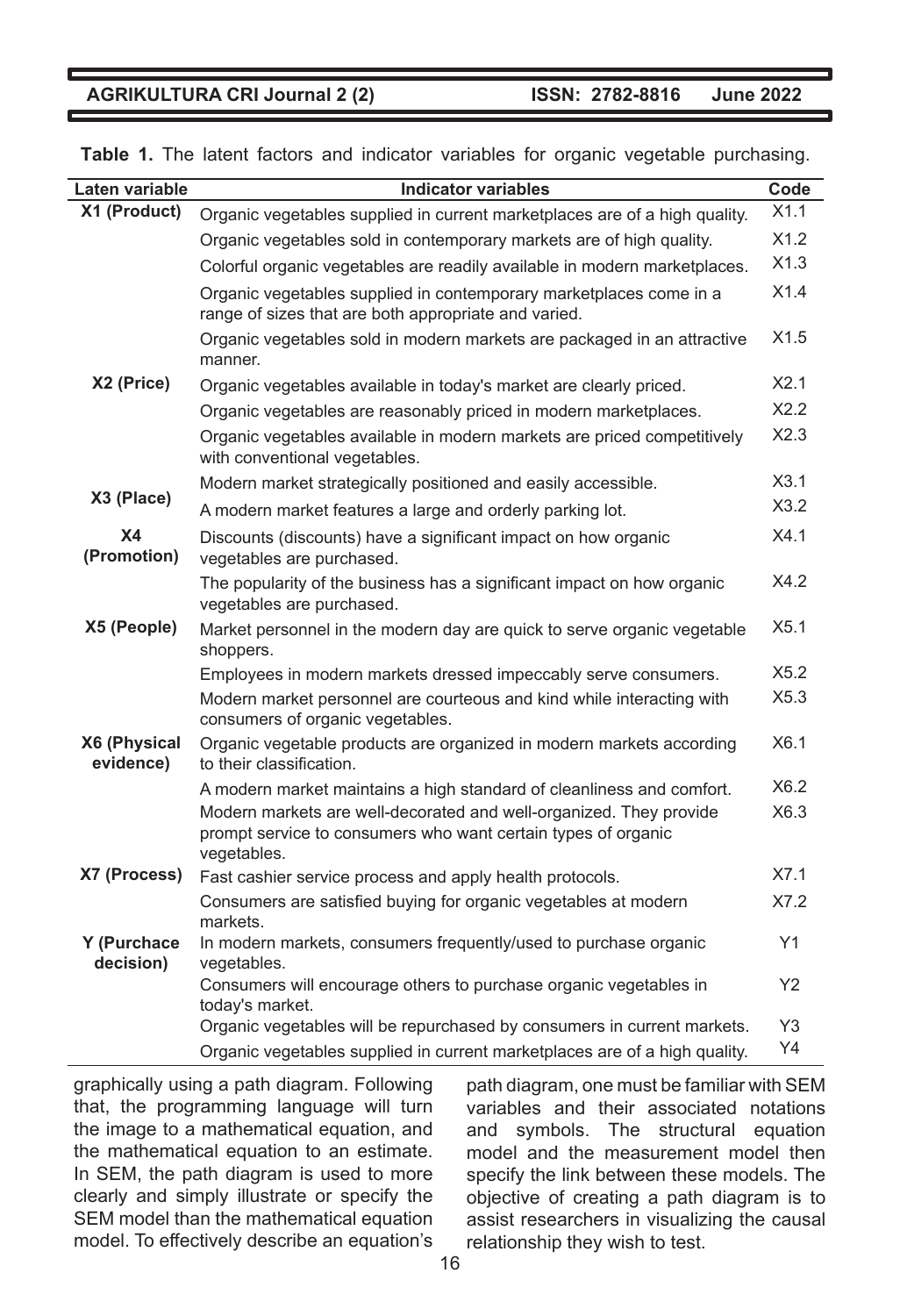**Table 1.** The latent factors and indicator variables for organic vegetable purchasing.

| Laten variable | Indicator variables | Code |
|---|---|---|
| X1 (Product) | Organic vegetables supplied in current marketplaces are of a high quality. | X1.1 |
| | Organic vegetables sold in contemporary markets are of high quality. | X1.2 |
| | Colorful organic vegetables are readily available in modern marketplaces. | X1.3 |
| | Organic vegetables supplied in contemporary marketplaces come in a range of sizes that are both appropriate and varied. | X1.4 |
| | Organic vegetables sold in modern markets are packaged in an attractive manner. | X1.5 |
| X2 (Price) | Organic vegetables available in today's market are clearly priced. | X2.1 |
| | Organic vegetables are reasonably priced in modern marketplaces. | X2.2 |
| | Organic vegetables available in modern markets are priced competitively with conventional vegetables. | X2.3 |
| X3 (Place) | Modern market strategically positioned and easily accessible. | X3.1 |
| | A modern market features a large and orderly parking lot. | X3.2 |
| X4 (Promotion) | Discounts (discounts) have a significant impact on how organic vegetables are purchased. | X4.1 |
| | The popularity of the business has a significant impact on how organic vegetables are purchased. | X4.2 |
| X5 (People) | Market personnel in the modern day are quick to serve organic vegetable shoppers. | X5.1 |
| | Employees in modern markets dressed impeccably serve consumers. | X5.2 |
| | Modern market personnel are courteous and kind while interacting with consumers of organic vegetables. | X5.3 |
| X6 (Physical evidence) | Organic vegetable products are organized in modern markets according to their classification. | X6.1 |
| | A modern market maintains a high standard of cleanliness and comfort. | X6.2 |
| | Modern markets are well-decorated and well-organized. They provide prompt service to consumers who want certain types of organic vegetables. | X6.3 |
| X7 (Process) | Fast cashier service process and apply health protocols. | X7.1 |
| | Consumers are satisfied buying for organic vegetables at modern markets. | X7.2 |
| Y (Purchace decision) | In modern markets, consumers frequently/used to purchase organic vegetables. | Y1 |
| | Consumers will encourage others to purchase organic vegetables in today's market. | Y2 |
| | Organic vegetables will be repurchased by consumers in current markets. | Y3 |
| | Organic vegetables supplied in current marketplaces are of a high quality. | Y4 |

graphically using a path diagram. Following that, the programming language will turn the image to a mathematical equation, and the mathematical equation to an estimate. In SEM, the path diagram is used to more clearly and simply illustrate or specify the SEM model than the mathematical equation model. To effectively describe an equation's path diagram, one must be familiar with SEM variables and their associated notations and symbols. The structural equation model and the measurement model then specify the link between these models. The objective of creating a path diagram is to assist researchers in visualizing the causal relationship they wish to test.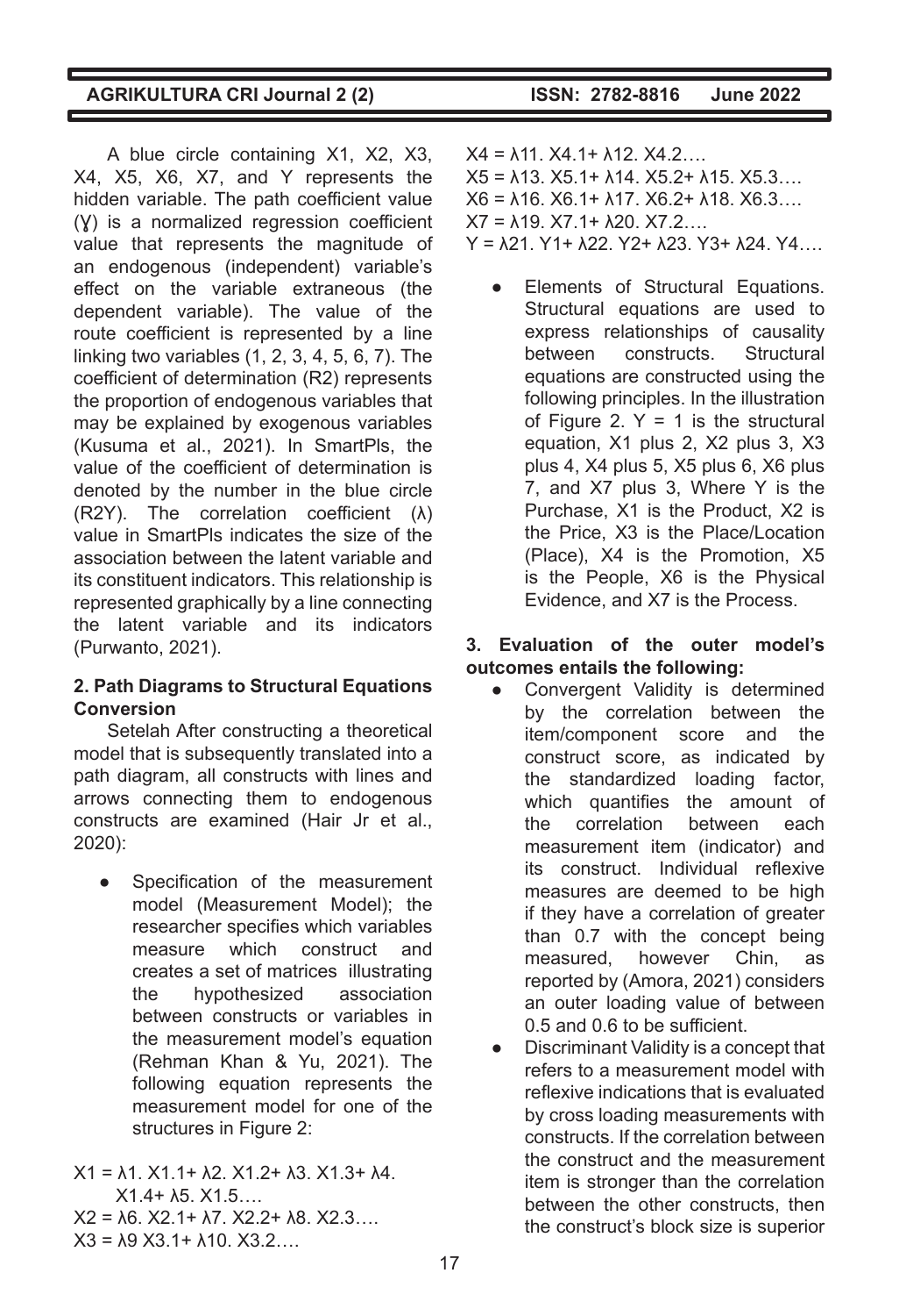A blue circle containing X1, X2, X3, X4, X5, X6, X7, and Y represents the hidden variable. The path coefficient value (Ɣ) is a normalized regression coefficient value that represents the magnitude of an endogenous (independent) variable's effect on the variable extraneous (the dependent variable). The value of the route coefficient is represented by a line linking two variables (1, 2, 3, 4, 5, 6, 7). The coefficient of determination (R2) represents the proportion of endogenous variables that may be explained by exogenous variables (Kusuma et al., 2021). In SmartPls, the value of the coefficient of determination is denoted by the number in the blue circle (R2Y). The correlation coefficient (λ) value in SmartPls indicates the size of the association between the latent variable and its constituent indicators. This relationship is represented graphically by a line connecting the latent variable and its indicators (Purwanto, 2021).

**2. Path Diagrams to Structural Equations Conversion**

Setelah After constructing a theoretical model that is subsequently translated into a path diagram, all constructs with lines and arrows connecting them to endogenous constructs are examined (Hair Jr et al., 2020):

- Specification of the measurement model (Measurement Model); the researcher specifies which variables measure which construct and creates a set of matrices illustrating the hypothesized association between constructs or variables in the measurement model's equation (Rehman Khan & Yu, 2021). The following equation represents the measurement model for one of the structures in Figure 2:

X1 = λ1. X1.1+ λ2. X1.2+ λ3. X1.3+ λ4. X1.4+ λ5. X1.5….
X2 = λ6. X2.1+ λ7. X2.2+ λ8. X2.3….
X3 = λ9 X3.1+ λ10. X3.2….
X4 = λ11. X4.1+ λ12. X4.2….
X5 = λ13. X5.1+ λ14. X5.2+ λ15. X5.3….
X6 = λ16. X6.1+ λ17. X6.2+ λ18. X6.3….
X7 = λ19. X7.1+ λ20. X7.2….
Y = λ21. Y1+ λ22. Y2+ λ23. Y3+ λ24. Y4….

- Elements of Structural Equations. Structural equations are used to express relationships of causality between constructs. Structural equations are constructed using the following principles. In the illustration of Figure 2. Y = 1 is the structural equation, X1 plus 2, X2 plus 3, X3 plus 4, X4 plus 5, X5 plus 6, X6 plus 7, and X7 plus 3, Where Y is the Purchase, X1 is the Product, X2 is the Price, X3 is the Place/Location (Place), X4 is the Promotion, X5 is the People, X6 is the Physical Evidence, and X7 is the Process.

**3. Evaluation of the outer model's outcomes entails the following:**

- Convergent Validity is determined by the correlation between the item/component score and the construct score, as indicated by the standardized loading factor, which quantifies the amount of the correlation between each measurement item (indicator) and its construct. Individual reflexive measures are deemed to be high if they have a correlation of greater than 0.7 with the concept being measured, however Chin, as reported by (Amora, 2021) considers an outer loading value of between 0.5 and 0.6 to be sufficient.
- Discriminant Validity is a concept that refers to a measurement model with reflexive indications that is evaluated by cross loading measurements with constructs. If the correlation between the construct and the measurement item is stronger than the correlation between the other constructs, then the construct's block size is superior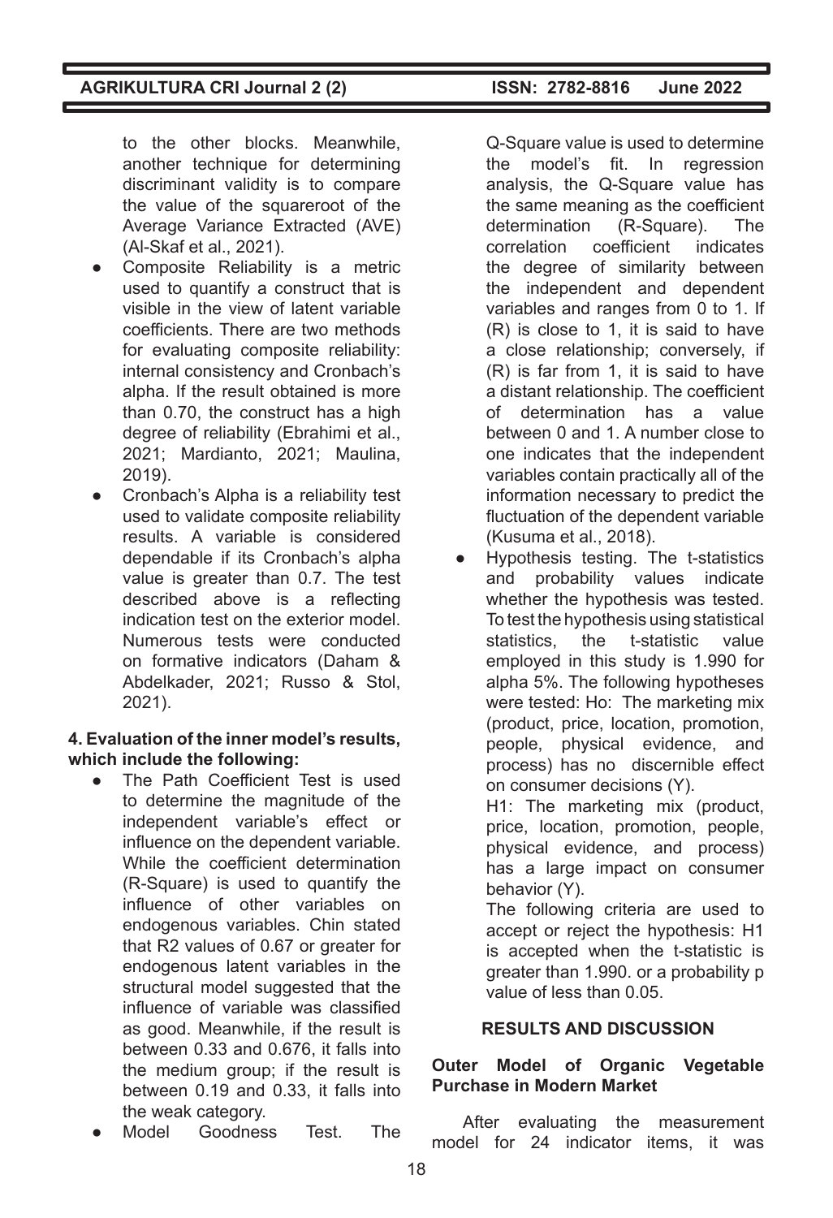to the other blocks. Meanwhile, another technique for determining discriminant validity is to compare the value of the squareroot of the Average Variance Extracted (AVE) (Al-Skaf et al., 2021).

- Composite Reliability is a metric used to quantify a construct that is visible in the view of latent variable coefficients. There are two methods for evaluating composite reliability: internal consistency and Cronbach's alpha. If the result obtained is more than 0.70, the construct has a high degree of reliability (Ebrahimi et al., 2021; Mardianto, 2021; Maulina, 2019).
- Cronbach's Alpha is a reliability test used to validate composite reliability results. A variable is considered dependable if its Cronbach's alpha value is greater than 0.7. The test described above is a reflecting indication test on the exterior model. Numerous tests were conducted on formative indicators (Daham & Abdelkader, 2021; Russo & Stol, 2021).

**4. Evaluation of the inner model's results, which include the following:**

- The Path Coefficient Test is used to determine the magnitude of the independent variable's effect or influence on the dependent variable. While the coefficient determination (R-Square) is used to quantify the influence of other variables on endogenous variables. Chin stated that R2 values of 0.67 or greater for endogenous latent variables in the structural model suggested that the influence of variable was classified as good. Meanwhile, if the result is between 0.33 and 0.676, it falls into the medium group; if the result is between 0.19 and 0.33, it falls into the weak category.
- Model Goodness Test. The Q-Square value is used to determine the model's fit. In regression analysis, the Q-Square value has the same meaning as the coefficient determination (R-Square). The correlation coefficient indicates the degree of similarity between the independent and dependent variables and ranges from 0 to 1. If (R) is close to 1, it is said to have a close relationship; conversely, if (R) is far from 1, it is said to have a distant relationship. The coefficient of determination has a value between 0 and 1. A number close to one indicates that the independent variables contain practically all of the information necessary to predict the fluctuation of the dependent variable (Kusuma et al., 2018).
- Hypothesis testing. The t-statistics and probability values indicate whether the hypothesis was tested. To test the hypothesis using statistical statistics, the t-statistic value employed in this study is 1.990 for alpha 5%. The following hypotheses were tested: Ho: The marketing mix (product, price, location, promotion, people, physical evidence, and process) has no discernible effect on consumer decisions (Y).

  H1: The marketing mix (product, price, location, promotion, people, physical evidence, and process) has a large impact on consumer behavior (Y).

  The following criteria are used to accept or reject the hypothesis: H1 is accepted when the t-statistic is greater than 1.990. or a probability p value of less than 0.05.

## RESULTS AND DISCUSSION

### Outer Model of Organic Vegetable Purchase in Modern Market

After evaluating the measurement model for 24 indicator items, it was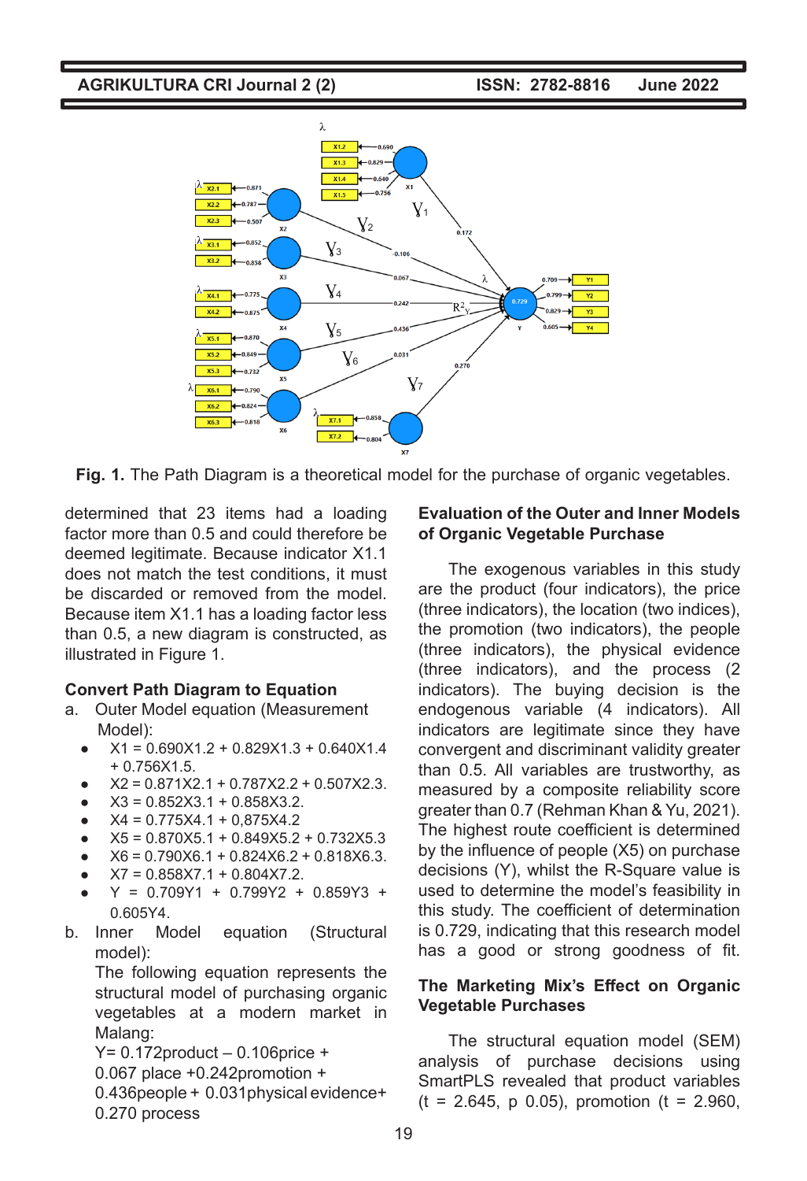Fig. 1. The Path Diagram is a theoretical model for the purchase of organic vegetables.

determined that 23 items had a loading factor more than 0.5 and could therefore be deemed legitimate. Because indicator X1.1 does not match the test conditions, it must be discarded or removed from the model. Because item X1.1 has a loading factor less than 0.5, a new diagram is constructed, as illustrated in Figure 1.

**Convert Path Diagram to Equation**

a. Outer Model equation (Measurement Model):
   - X1 = 0.690X1.2 + 0.829X1.3 + 0.640X1.4 + 0.756X1.5.
   - X2 = 0.871X2.1 + 0.787X2.2 + 0.507X2.3.
   - X3 = 0.852X3.1 + 0.858X3.2.
   - X4 = 0.775X4.1 + 0,875X4.2
   - X5 = 0.870X5.1 + 0.849X5.2 + 0.732X5.3
   - X6 = 0.790X6.1 + 0.824X6.2 + 0.818X6.3.
   - X7 = 0.858X7.1 + 0.804X7.2.
   - Y = 0.709Y1 + 0.799Y2 + 0.859Y3 + 0.605Y4.

b. Inner Model equation (Structural model):
   The following equation represents the structural model of purchasing organic vegetables at a modern market in Malang:
   Y= 0.172product – 0.106price + 0.067 place +0.242promotion + 0.436people + 0.031physical evidence+ 0.270 process

**Evaluation of the Outer and Inner Models of Organic Vegetable Purchase**

The exogenous variables in this study are the product (four indicators), the price (three indicators), the location (two indices), the promotion (two indicators), the people (three indicators), the physical evidence (three indicators), and the process (2 indicators). The buying decision is the endogenous variable (4 indicators). All indicators are legitimate since they have convergent and discriminant validity greater than 0.5. All variables are trustworthy, as measured by a composite reliability score greater than 0.7 (Rehman Khan & Yu, 2021). The highest route coefficient is determined by the influence of people (X5) on purchase decisions (Y), whilst the R-Square value is used to determine the model's feasibility in this study. The coefficient of determination is 0.729, indicating that this research model has a good or strong goodness of fit.

**The Marketing Mix's Effect on Organic Vegetable Purchases**

The structural equation model (SEM) analysis of purchase decisions using SmartPLS revealed that product variables ($t$ = 2.645, $p$ 0.05), promotion ($t$ = 2.960,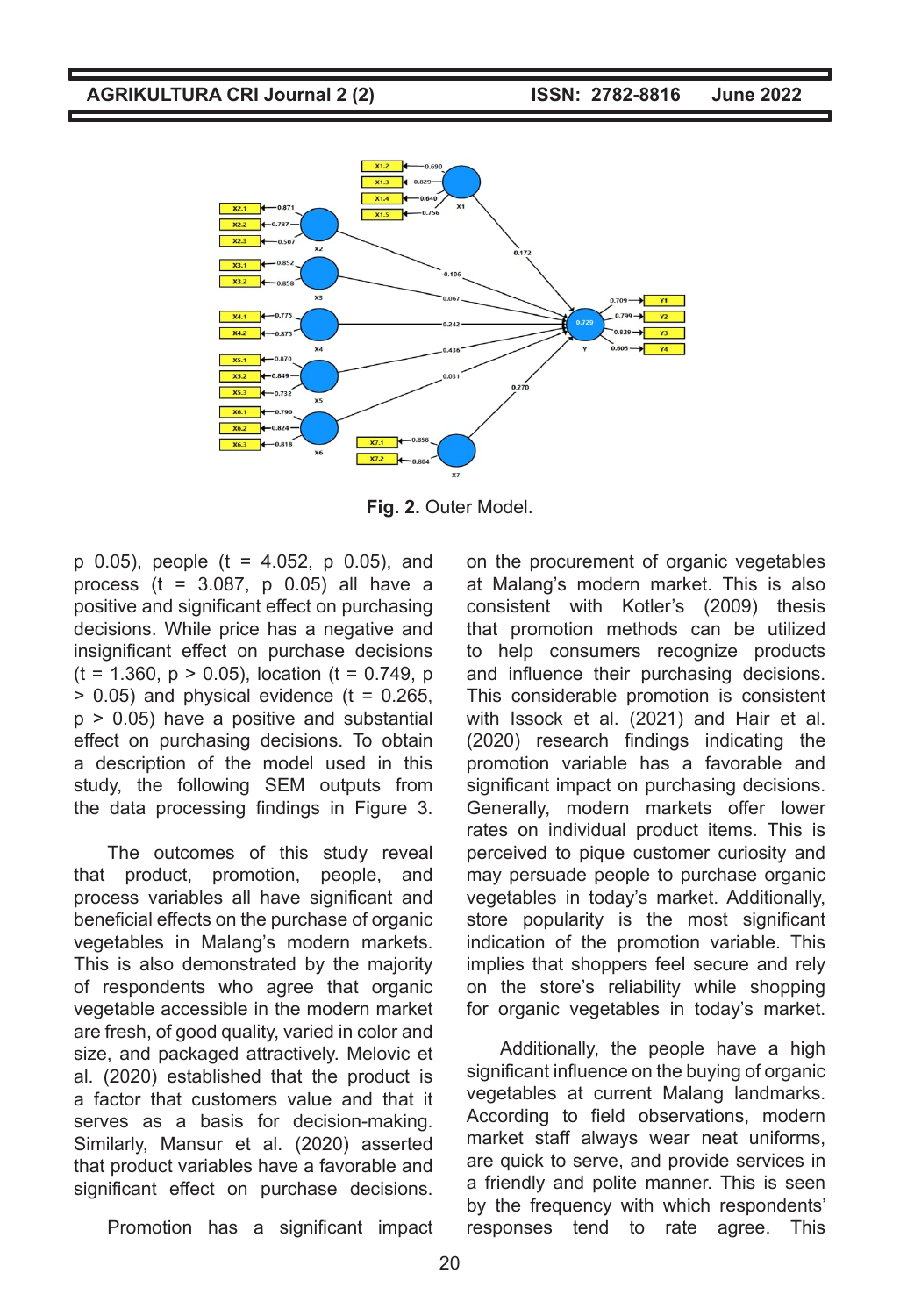Fig. 2. Outer Model.

p 0.05), people (t = 4.052, p 0.05), and process (t = 3.087, p 0.05) all have a positive and significant effect on purchasing decisions. While price has a negative and insignificant effect on purchase decisions ($t = 1.360$, $p > 0.05$), location ($t = 0.749$, $p > 0.05$) and physical evidence ($t = 0.265$, $p > 0.05$) have a positive and substantial effect on purchasing decisions. To obtain a description of the model used in this study, the following SEM outputs from the data processing findings in Figure 3.

The outcomes of this study reveal that product, promotion, people, and process variables all have significant and beneficial effects on the purchase of organic vegetables in Malang's modern markets. This is also demonstrated by the majority of respondents who agree that organic vegetable accessible in the modern market are fresh, of good quality, varied in color and size, and packaged attractively. Melovic et al. (2020) established that the product is a factor that customers value and that it serves as a basis for decision-making. Similarly, Mansur et al. (2020) asserted that product variables have a favorable and significant effect on purchase decisions.

Promotion has a significant impact on the procurement of organic vegetables at Malang's modern market. This is also consistent with Kotler's (2009) thesis that promotion methods can be utilized to help consumers recognize products and influence their purchasing decisions. This considerable promotion is consistent with Issock et al. (2021) and Hair et al. (2020) research findings indicating the promotion variable has a favorable and significant impact on purchasing decisions. Generally, modern markets offer lower rates on individual product items. This is perceived to pique customer curiosity and may persuade people to purchase organic vegetables in today's market. Additionally, store popularity is the most significant indication of the promotion variable. This implies that shoppers feel secure and rely on the store's reliability while shopping for organic vegetables in today's market.

Additionally, the people have a high significant influence on the buying of organic vegetables at current Malang landmarks. According to field observations, modern market staff always wear neat uniforms, are quick to serve, and provide services in a friendly and polite manner. This is seen by the frequency with which respondents' responses tend to rate agree. This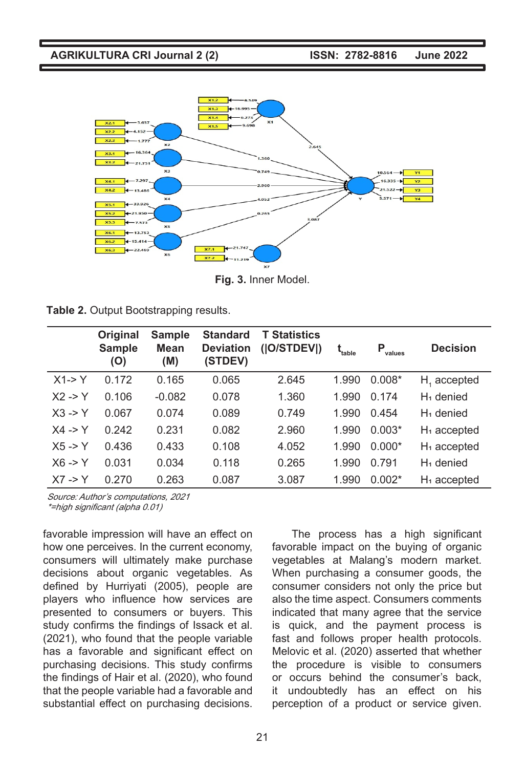Fig. 3. Inner Model.

**Table 2.** Output Bootstrapping results.

| | Original Sample (O) | Sample Mean (M) | Standard Deviation (STDEV) | T Statistics (\|O/STDEV\|) | $t_{table}$ | $P_{values}$ | Decision |
|---|---|---|---|---|---|---|---|
| X1-> Y | 0.172 | 0.165 | 0.065 | 2.645 | 1.990 | 0.008* | $H_1$ accepted |
| X2 -> Y | 0.106 | -0.082 | 0.078 | 1.360 | 1.990 | 0.174 | $H_1$ denied |
| X3 -> Y | 0.067 | 0.074 | 0.089 | 0.749 | 1.990 | 0.454 | $H_1$ denied |
| X4 -> Y | 0.242 | 0.231 | 0.082 | 2.960 | 1.990 | 0.003* | $H_1$ accepted |
| X5 -> Y | 0.436 | 0.433 | 0.108 | 4.052 | 1.990 | 0.000* | $H_1$ accepted |
| X6 -> Y | 0.031 | 0.034 | 0.118 | 0.265 | 1.990 | 0.791 | $H_1$ denied |
| X7 -> Y | 0.270 | 0.263 | 0.087 | 3.087 | 1.990 | 0.002* | $H_1$ accepted |

*Source: Author's computations, 2021*
*\*=high significant (alpha 0.01)*

favorable impression will have an effect on how one perceives. In the current economy, consumers will ultimately make purchase decisions about organic vegetables. As defined by Hurriyati (2005), people are players who influence how services are presented to consumers or buyers. This study confirms the findings of Issack et al. (2021), who found that the people variable has a favorable and significant effect on purchasing decisions. This study confirms the findings of Hair et al. (2020), who found that the people variable had a favorable and substantial effect on purchasing decisions.

The process has a high significant favorable impact on the buying of organic vegetables at Malang's modern market. When purchasing a consumer goods, the consumer considers not only the price but also the time aspect. Consumers comments indicated that many agree that the service is quick, and the payment process is fast and follows proper health protocols. Melovic et al. (2020) asserted that whether the procedure is visible to consumers or occurs behind the consumer's back, it undoubtedly has an effect on his perception of a product or service given.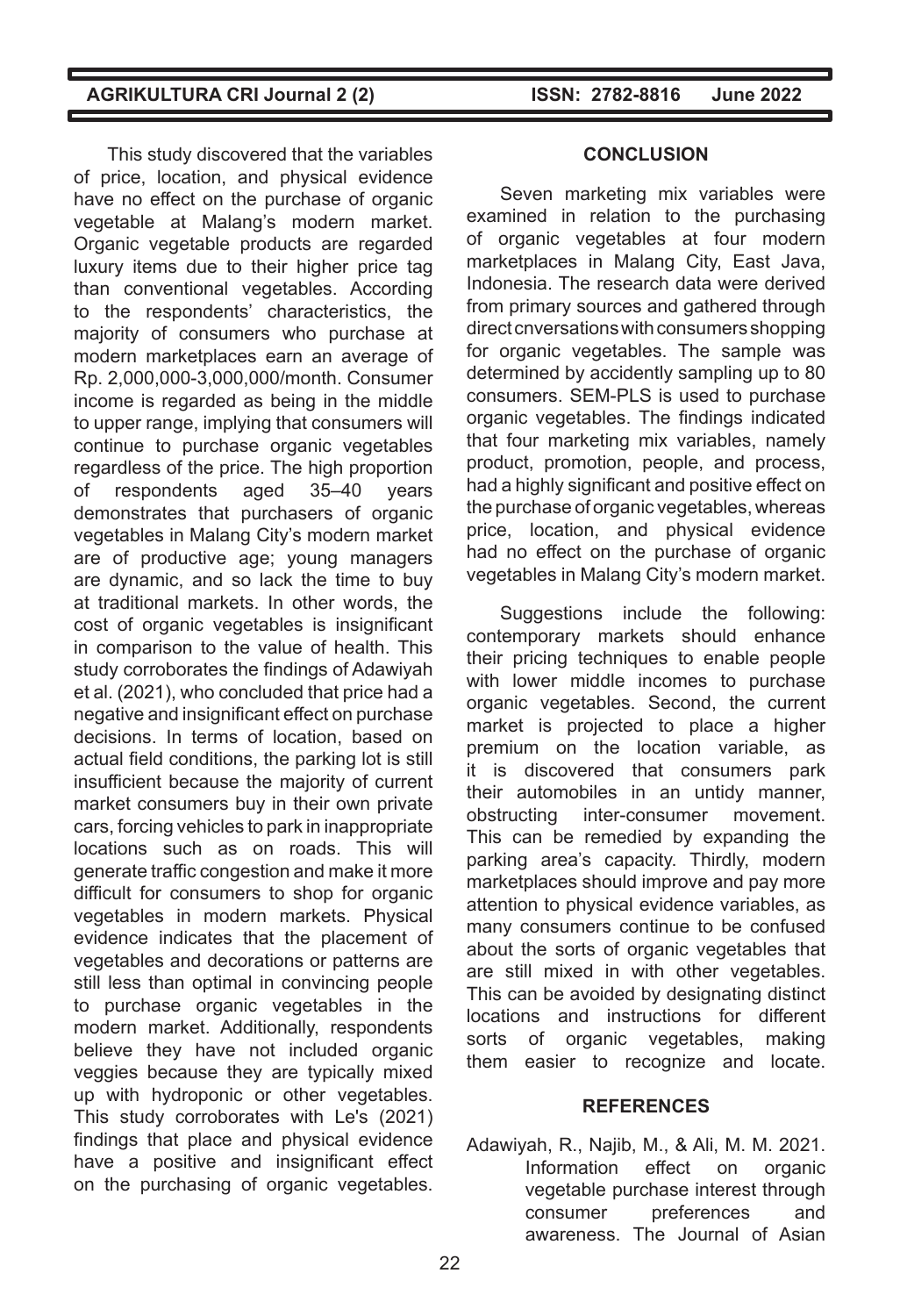This study discovered that the variables of price, location, and physical evidence have no effect on the purchase of organic vegetable at Malang's modern market. Organic vegetable products are regarded luxury items due to their higher price tag than conventional vegetables. According to the respondents' characteristics, the majority of consumers who purchase at modern marketplaces earn an average of Rp. 2,000,000-3,000,000/month. Consumer income is regarded as being in the middle to upper range, implying that consumers will continue to purchase organic vegetables regardless of the price. The high proportion of respondents aged 35–40 years demonstrates that purchasers of organic vegetables in Malang City's modern market are of productive age; young managers are dynamic, and so lack the time to buy at traditional markets. In other words, the cost of organic vegetables is insignificant in comparison to the value of health. This study corroborates the findings of Adawiyah et al. (2021), who concluded that price had a negative and insignificant effect on purchase decisions. In terms of location, based on actual field conditions, the parking lot is still insufficient because the majority of current market consumers buy in their own private cars, forcing vehicles to park in inappropriate locations such as on roads. This will generate traffic congestion and make it more difficult for consumers to shop for organic vegetables in modern markets. Physical evidence indicates that the placement of vegetables and decorations or patterns are still less than optimal in convincing people to purchase organic vegetables in the modern market. Additionally, respondents believe they have not included organic veggies because they are typically mixed up with hydroponic or other vegetables. This study corroborates with Le's (2021) findings that place and physical evidence have a positive and insignificant effect on the purchasing of organic vegetables.

## CONCLUSION

Seven marketing mix variables were examined in relation to the purchasing of organic vegetables at four modern marketplaces in Malang City, East Java, Indonesia. The research data were derived from primary sources and gathered through direct cnversations with consumers shopping for organic vegetables. The sample was determined by accidently sampling up to 80 consumers. SEM-PLS is used to purchase organic vegetables. The findings indicated that four marketing mix variables, namely product, promotion, people, and process, had a highly significant and positive effect on the purchase of organic vegetables, whereas price, location, and physical evidence had no effect on the purchase of organic vegetables in Malang City's modern market.

Suggestions include the following: contemporary markets should enhance their pricing techniques to enable people with lower middle incomes to purchase organic vegetables. Second, the current market is projected to place a higher premium on the location variable, as it is discovered that consumers park their automobiles in an untidy manner, obstructing inter-consumer movement. This can be remedied by expanding the parking area's capacity. Thirdly, modern marketplaces should improve and pay more attention to physical evidence variables, as many consumers continue to be confused about the sorts of organic vegetables that are still mixed in with other vegetables. This can be avoided by designating distinct locations and instructions for different sorts of organic vegetables, making them easier to recognize and locate.

## REFERENCES

Adawiyah, R., Najib, M., & Ali, M. M. 2021. Information effect on organic vegetable purchase interest through consumer preferences and awareness. The Journal of Asian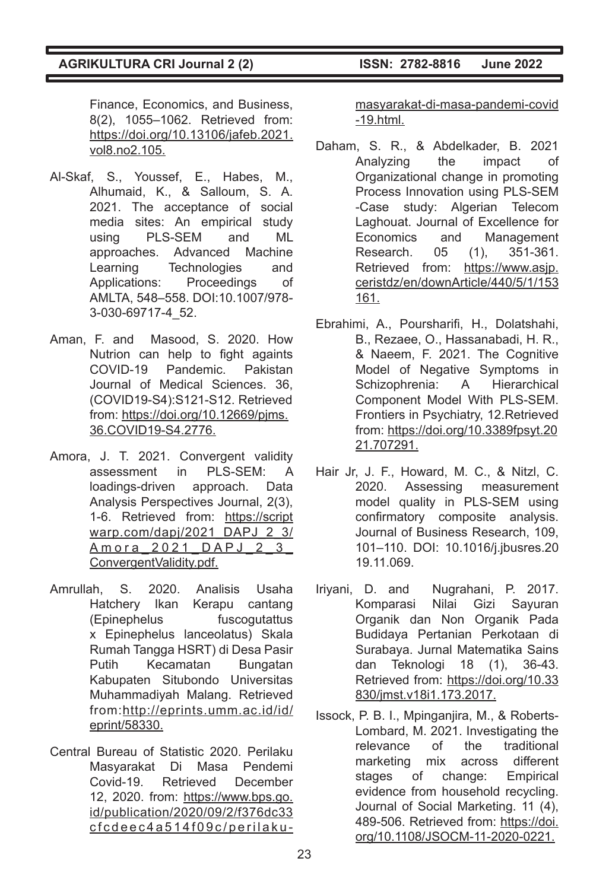Finance, Economics, and Business, 8(2), 1055–1062. Retrieved from: https://doi.org/10.13106/jafeb.2021.vol8.no2.105.

Al-Skaf, S., Youssef, E., Habes, M., Alhumaid, K., & Salloum, S. A. 2021. The acceptance of social media sites: An empirical study using PLS-SEM and ML approaches. Advanced Machine Learning Technologies and Applications: Proceedings of AMLTA, 548–558. DOI:10.1007/978-3-030-69717-4_52.

Aman, F. and Masood, S. 2020. How Nutrion can help to fight againts COVID-19 Pandemic. Pakistan Journal of Medical Sciences. 36, (COVID19-S4):S121-S12. Retrieved from: https://doi.org/10.12669/pjms.36.COVID19-S4.2776.

Amora, J. T. 2021. Convergent validity assessment in PLS-SEM: A loadings-driven approach. Data Analysis Perspectives Journal, 2(3), 1-6. Retrieved from: https://scriptwarp.com/dapj/2021_DAPJ_2_3/Amora_2021_DAPJ_2_3_ConvergentValidity.pdf.

Amrullah, S. 2020. Analisis Usaha Hatchery Ikan Kerapu cantang (Epinephelus fuscogutattus x Epinephelus lanceolatus) Skala Rumah Tangga HSRT) di Desa Pasir Putih Kecamatan Bungatan Kabupaten Situbondo Universitas Muhammadiyah Malang. Retrieved from:http://eprints.umm.ac.id/id/eprint/58330.

Central Bureau of Statistic 2020. Perilaku Masyarakat Di Masa Pendemi Covid-19. Retrieved December 12, 2020. from: https://www.bps.go.id/publication/2020/09/2/f376dc33cfcdeec4a514f09c/perilaku-masyarakat-di-masa-pandemi-covid-19.html.

Daham, S. R., & Abdelkader, B. 2021 Analyzing the impact of Organizational change in promoting Process Innovation using PLS-SEM -Case study: Algerian Telecom Laghouat. Journal of Excellence for Economics and Management Research. 05 (1), 351-361. Retrieved from: https://www.asjp.ceristdz/en/downArticle/440/5/1/153161.

Ebrahimi, A., Poursharifi, H., Dolatshahi, B., Rezaee, O., Hassanabadi, H. R., & Naeem, F. 2021. The Cognitive Model of Negative Symptoms in Schizophrenia: A Hierarchical Component Model With PLS-SEM. Frontiers in Psychiatry, 12.Retrieved from: https://doi.org/10.3389fpsyt.2021.707291.

Hair Jr, J. F., Howard, M. C., & Nitzl, C. 2020. Assessing measurement model quality in PLS-SEM using confirmatory composite analysis. Journal of Business Research, 109, 101–110. DOI: 10.1016/j.jbusres.2019.11.069.

Iriyani, D. and Nugrahani, P. 2017. Komparasi Nilai Gizi Sayuran Organik dan Non Organik Pada Budidaya Pertanian Perkotaan di Surabaya. Jurnal Matematika Sains dan Teknologi 18 (1), 36-43. Retrieved from: https://doi.org/10.33830/jmst.v18i1.173.2017.

Issock, P. B. I., Mpinganjira, M., & Roberts-Lombard, M. 2021. Investigating the relevance of the traditional marketing mix across different stages of change: Empirical evidence from household recycling. Journal of Social Marketing. 11 (4), 489-506. Retrieved from: https://doi.org/10.1108/JSOCM-11-2020-0221.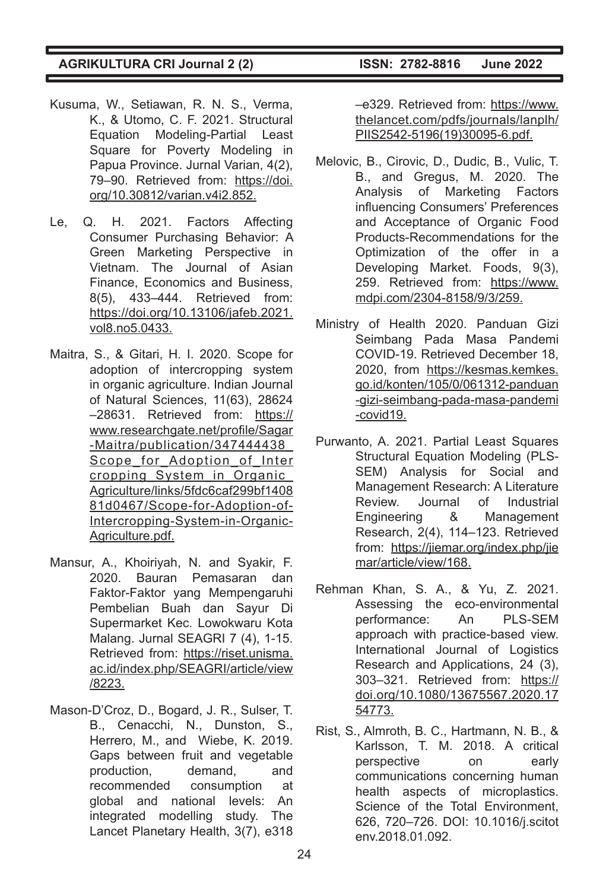Kusuma, W., Setiawan, R. N. S., Verma, K., & Utomo, C. F. 2021. Structural Equation Modeling-Partial Least Square for Poverty Modeling in Papua Province. Jurnal Varian, 4(2), 79–90. Retrieved from: https://doi.org/10.30812/varian.v4i2.852.

Le, Q. H. 2021. Factors Affecting Consumer Purchasing Behavior: A Green Marketing Perspective in Vietnam. The Journal of Asian Finance, Economics and Business, 8(5), 433–444. Retrieved from: https://doi.org/10.13106/jafeb.2021.vol8.no5.0433.

Maitra, S., & Gitari, H. I. 2020. Scope for adoption of intercropping system in organic agriculture. Indian Journal of Natural Sciences, 11(63), 28624–28631. Retrieved from: https://www.researchgate.net/profile/Sagar-Maitra/publication/347444438_Scope_for_Adoption_of_Intercropping_System_in_Organic_Agriculture/links/5fdc6caf299bf140881d0467/Scope-for-Adoption-of-Intercropping-System-in-Organic-Agriculture.pdf.

Mansur, A., Khoiriyah, N. and Syakir, F. 2020. Bauran Pemasaran dan Faktor-Faktor yang Mempengaruhi Pembelian Buah dan Sayur Di Supermarket Kec. Lowokwaru Kota Malang. Jurnal SEAGRI 7 (4), 1-15. Retrieved from: https://riset.unisma.ac.id/index.php/SEAGRI/article/view/8223.

Mason-D'Croz, D., Bogard, J. R., Sulser, T. B., Cenacchi, N., Dunston, S., Herrero, M., and Wiebe, K. 2019. Gaps between fruit and vegetable production, demand, and recommended consumption at global and national levels: An integrated modelling study. The Lancet Planetary Health, 3(7), e318–e329. Retrieved from: https://www.thelancet.com/pdfs/journals/lanplh/PIIS2542-5196(19)30095-6.pdf.

Melovic, B., Cirovic, D., Dudic, B., Vulic, T. B., and Gregus, M. 2020. The Analysis of Marketing Factors influencing Consumers' Preferences and Acceptance of Organic Food Products-Recommendations for the Optimization of the offer in a Developing Market. Foods, 9(3), 259. Retrieved from: https://www.mdpi.com/2304-8158/9/3/259.

Ministry of Health 2020. Panduan Gizi Seimbang Pada Masa Pandemi COVID-19. Retrieved December 18, 2020, from https://kesmas.kemkes.go.id/konten/105/0/061312-panduan-gizi-seimbang-pada-masa-pandemi-covid19.

Purwanto, A. 2021. Partial Least Squares Structural Equation Modeling (PLS-SEM) Analysis for Social and Management Research: A Literature Review. Journal of Industrial Engineering & Management Research, 2(4), 114–123. Retrieved from: https://jiemar.org/index.php/jiemar/article/view/168.

Rehman Khan, S. A., & Yu, Z. 2021. Assessing the eco-environmental performance: An PLS-SEM approach with practice-based view. International Journal of Logistics Research and Applications, 24 (3), 303–321. Retrieved from: https://doi.org/10.1080/13675567.2020.1754773.

Rist, S., Almroth, B. C., Hartmann, N. B., & Karlsson, T. M. 2018. A critical perspective on early communications concerning human health aspects of microplastics. Science of the Total Environment, 626, 720–726. DOI: 10.1016/j.scitotenv.2018.01.092.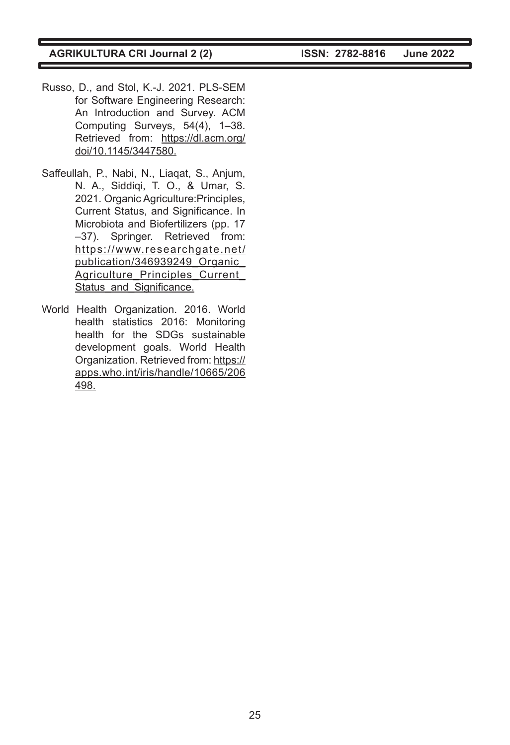Russo, D., and Stol, K.-J. 2021. PLS-SEM for Software Engineering Research: An Introduction and Survey. ACM Computing Surveys, 54(4), 1–38. Retrieved from: https://dl.acm.org/doi/10.1145/3447580.

Saffeullah, P., Nabi, N., Liaqat, S., Anjum, N. A., Siddiqi, T. O., & Umar, S. 2021. Organic Agriculture:Principles, Current Status, and Significance. In Microbiota and Biofertilizers (pp. 17 –37). Springer. Retrieved from: https://www.researchgate.net/publication/346939249_Organic_Agriculture_Principles_Current_Status_and_Significance.

World Health Organization. 2016. World health statistics 2016: Monitoring health for the SDGs sustainable development goals. World Health Organization. Retrieved from: https://apps.who.int/iris/handle/10665/206498.